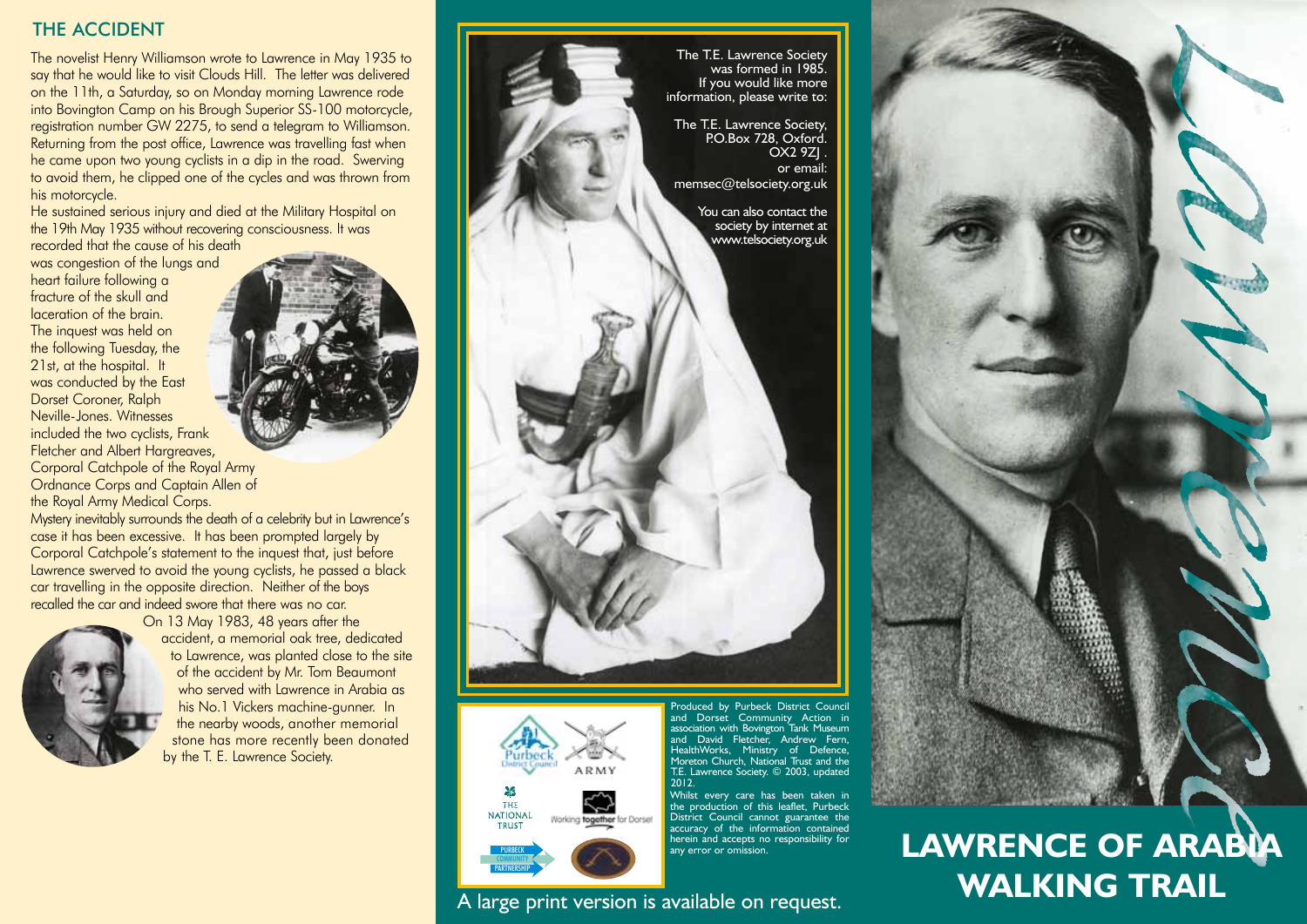## THE ACCIDENT

The novelist Henry Williamson wrote to Lawrence in May 1935 to say that he would like to visit Clouds Hill. The letter was delivered on the 11th, a Saturday, so on Monday morning Lawrence rode into Bovington Camp on his Brough Superior SS-100 motorcycle, registration number GW 2275, to send a telegram to Williamson. Returning from the post office, Lawrence was travelling fast when he came upon two young cyclists in a dip in the road. Swerving to avoid them, he clipped one of the cycles and was thrown from his motorcycle.

He sustained serious injury and died at the Military Hospital on the 19th May 1935 without recovering consciousness. It was recorded that the cause of his death was congestion of the lungs and heart failure following a fracture of the skull and laceration of the brain. The inquest was held on the following Tuesday, the 21st, at the hospital. It was conducted by the East Dorset Coroner, Ralph Neville-Jones. Witnesses included the two cyclists, Frank Fletcher and Albert Hargreaves, Corporal Catchpole of the Royal Army Ordnance Corps and Captain Allen of the Royal Army Medical Corps.

Mystery inevitably surrounds the death of a celebrity but in Lawrence's case it has been excessive. It has been prompted largely by Corporal Catchpole's statement to the inquest that, just before Lawrence swerved to avoid the young cyclists, he passed a black car travelling in the opposite direction. Neither of the boys recalled the car and indeed swore that there was no car.

On 13 May 1983, 48 years after the accident, a memorial oak tree, dedicated to Lawrence, was planted close to the site of the accident by Mr. Tom Beaumont who served with Lawrence in Arabia as his No.1 Vickers machine-gunner. In the nearby woods, another memorial stone has more recently been donated by the T. E. Lawrence Society.

The T.E. Lawrence Society was formed in 1985. If you would like more information, please write to:

The T.E. Lawrence Society,
P.O.Box 728, Oxford.
OX2 9ZJ .
or email:
memsec@telsociety.org.uk

You can also contact the society by internet at www.telsociety.org.uk

Produced by Purbeck District Council and Dorset Community Action in association with Bovington Tank Museum and David Fletcher, Andrew Fern, HealthWorks, Ministry of Defence, Moreton Church, National Trust and the T.E. Lawrence Society. © 2003, updated 2012.

Whilst every care has been taken in the production of this leaflet, Purbeck District Council cannot guarantee the accuracy of the information contained herein and accepts no responsibility for any error or omission.

A large print version is available on request.

Lawrence

# LAWRENCE OF ARABIA WALKING TRAIL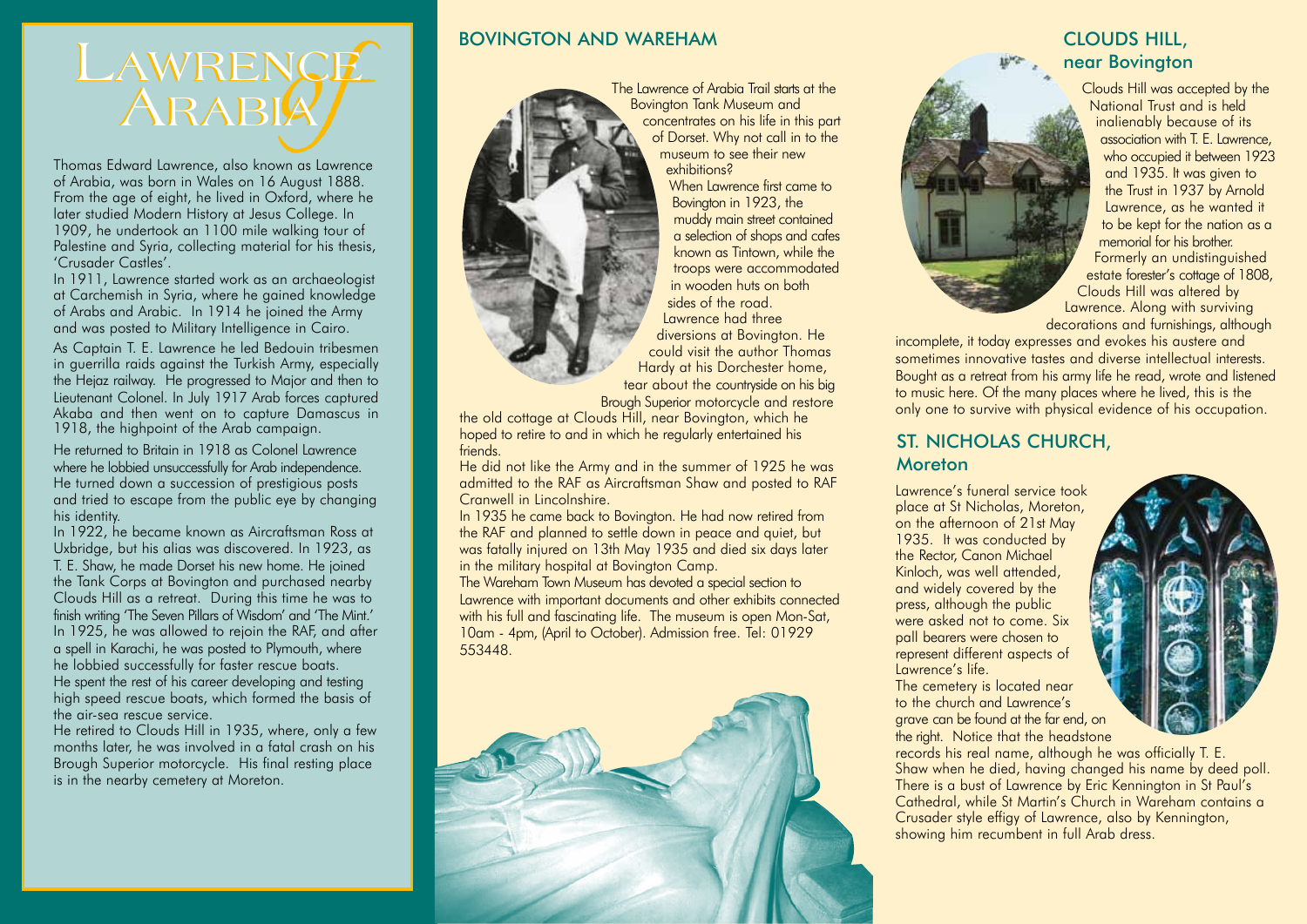# Lawrence of Arabia

Thomas Edward Lawrence, also known as Lawrence of Arabia, was born in Wales on 16 August 1888. From the age of eight, he lived in Oxford, where he later studied Modern History at Jesus College. In 1909, he undertook an 1100 mile walking tour of Palestine and Syria, collecting material for his thesis, 'Crusader Castles'.

In 1911, Lawrence started work as an archaeologist at Carchemish in Syria, where he gained knowledge of Arabs and Arabic. In 1914 he joined the Army and was posted to Military Intelligence in Cairo.

As Captain T. E. Lawrence he led Bedouin tribesmen in guerrilla raids against the Turkish Army, especially the Hejaz railway. He progressed to Major and then to Lieutenant Colonel. In July 1917 Arab forces captured Akaba and then went on to capture Damascus in 1918, the highpoint of the Arab campaign.

He returned to Britain in 1918 as Colonel Lawrence where he lobbied unsuccessfully for Arab independence. He turned down a succession of prestigious posts and tried to escape from the public eye by changing his identity.

In 1922, he became known as Aircraftsman Ross at Uxbridge, but his alias was discovered. In 1923, as T. E. Shaw, he made Dorset his new home. He joined the Tank Corps at Bovington and purchased nearby Clouds Hill as a retreat. During this time he was to finish writing 'The Seven Pillars of Wisdom' and 'The Mint.' In 1925, he was allowed to rejoin the RAF, and after a spell in Karachi, he was posted to Plymouth, where he lobbied successfully for faster rescue boats. He spent the rest of his career developing and testing high speed rescue boats, which formed the basis of the air-sea rescue service.

He retired to Clouds Hill in 1935, where, only a few months later, he was involved in a fatal crash on his Brough Superior motorcycle. His final resting place is in the nearby cemetery at Moreton.

## BOVINGTON AND WAREHAM

The Lawrence of Arabia Trail starts at the Bovington Tank Museum and concentrates on his life in this part of Dorset. Why not call in to the museum to see their new exhibitions?

When Lawrence first came to Bovington in 1923, the muddy main street contained a selection of shops and cafes known as Tintown, while the troops were accommodated in wooden huts on both sides of the road.

Lawrence had three diversions at Bovington. He could visit the author Thomas Hardy at his Dorchester home, tear about the countryside on his big Brough Superior motorcycle and restore the old cottage at Clouds Hill, near Bovington, which he hoped to retire to and in which he regularly entertained his friends.

He did not like the Army and in the summer of 1925 he was admitted to the RAF as Aircraftsman Shaw and posted to RAF Cranwell in Lincolnshire.

In 1935 he came back to Bovington. He had now retired from the RAF and planned to settle down in peace and quiet, but was fatally injured on 13th May 1935 and died six days later in the military hospital at Bovington Camp.

The Wareham Town Museum has devoted a special section to Lawrence with important documents and other exhibits connected with his full and fascinating life. The museum is open Mon-Sat, 10am - 4pm, (April to October). Admission free. Tel: 01929 553448.

## CLOUDS HILL, near Bovington

Clouds Hill was accepted by the National Trust and is held inalienably because of its association with T. E. Lawrence, who occupied it between 1923 and 1935. It was given to the Trust in 1937 by Arnold Lawrence, as he wanted it to be kept for the nation as a memorial for his brother.

Formerly an undistinguished estate forester's cottage of 1808, Clouds Hill was altered by Lawrence. Along with surviving decorations and furnishings, although incomplete, it today expresses and evokes his austere and sometimes innovative tastes and diverse intellectual interests. Bought as a retreat from his army life he read, wrote and listened to music here. Of the many places where he lived, this is the only one to survive with physical evidence of his occupation.

## ST. NICHOLAS CHURCH, Moreton

Lawrence's funeral service took place at St Nicholas, Moreton, on the afternoon of 21st May 1935. It was conducted by the Rector, Canon Michael Kinloch, was well attended, and widely covered by the press, although the public were asked not to come. Six pall bearers were chosen to represent different aspects of Lawrence's life.

The cemetery is located near to the church and Lawrence's grave can be found at the far end, on the right. Notice that the headstone records his real name, although he was officially T. E. Shaw when he died, having changed his name by deed poll. There is a bust of Lawrence by Eric Kennington in St Paul's Cathedral, while St Martin's Church in Wareham contains a Crusader style effigy of Lawrence, also by Kennington, showing him recumbent in full Arab dress.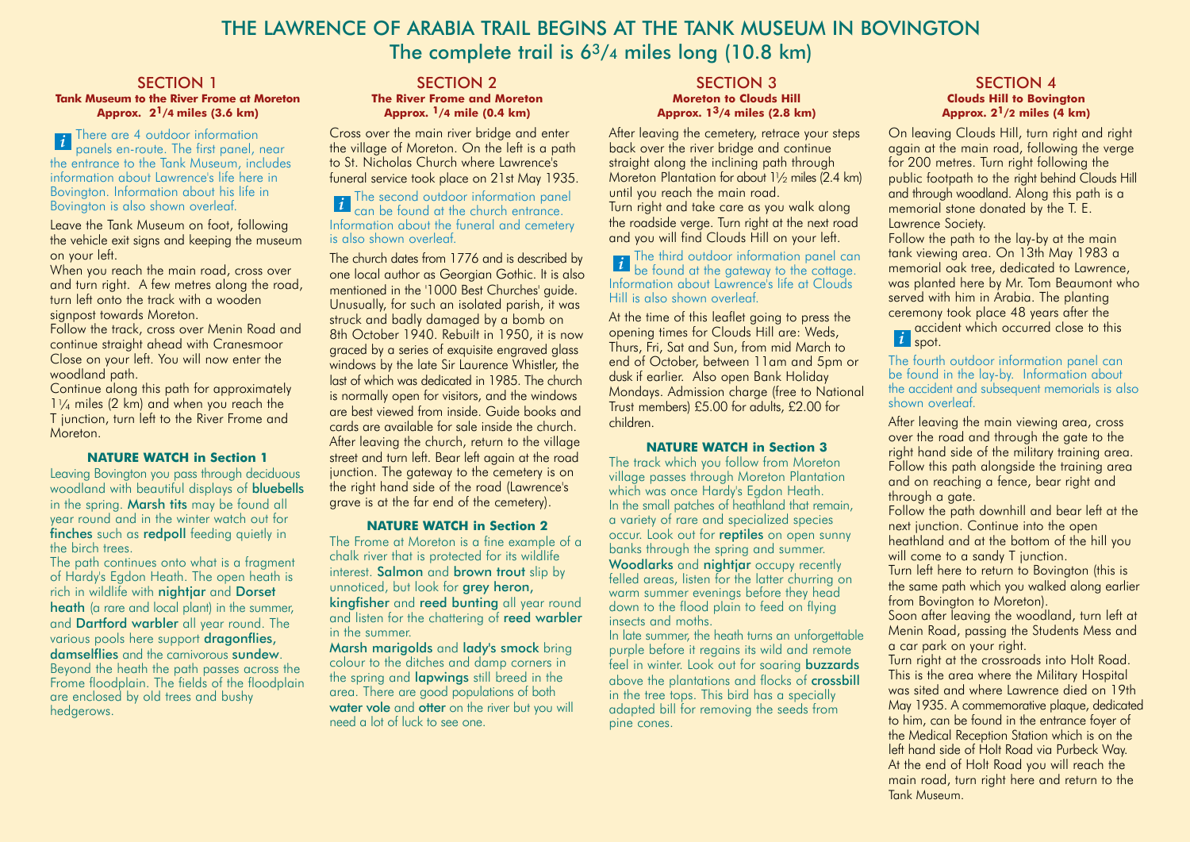# THE LAWRENCE OF ARABIA TRAIL BEGINS AT THE TANK MUSEUM IN BOVINGTON

## The complete trail is 6¾ miles long (10.8 km)

## SECTION 1

**Tank Museum to the River Frome at Moreton**
**Approx. 2¼ miles (3.6 km)**

There are 4 outdoor information panels en-route. The first panel, near the entrance to the Tank Museum, includes information about Lawrence's life here in Bovington. Information about his life in Bovington is also shown overleaf.

Leave the Tank Museum on foot, following the vehicle exit signs and keeping the museum on your left.

When you reach the main road, cross over and turn right. A few metres along the road, turn left onto the track with a wooden signpost towards Moreton.

Follow the track, cross over Menin Road and continue straight ahead with Cranesmoor Close on your left. You will now enter the woodland path.

Continue along this path for approximately 1¼ miles (2 km) and when you reach the T junction, turn left to the River Frome and Moreton.

### NATURE WATCH in Section 1

Leaving Bovington you pass through deciduous woodland with beautiful displays of **bluebells** in the spring. **Marsh tits** may be found all year round and in the winter watch out for **finches** such as **redpoll** feeding quietly in the birch trees.

The path continues onto what is a fragment of Hardy's Egdon Heath. The open heath is rich in wildlife with **nightjar** and **Dorset heath** (a rare and local plant) in the summer, and **Dartford warbler** all year round. The various pools here support **dragonflies, damselflies** and the carnivorous **sundew**. Beyond the heath the path passes across the Frome floodplain. The fields of the floodplain are enclosed by old trees and bushy hedgerows.

## SECTION 2

**The River Frome and Moreton**
**Approx. ¼ mile (0.4 km)**

Cross over the main river bridge and enter the village of Moreton. On the left is a path to St. Nicholas Church where Lawrence's funeral service took place on 21st May 1935.

The second outdoor information panel can be found at the church entrance. Information about the funeral and cemetery is also shown overleaf.

The church dates from 1776 and is described by one local author as Georgian Gothic. It is also mentioned in the '1000 Best Churches' guide. Unusually, for such an isolated parish, it was struck and badly damaged by a bomb on 8th October 1940. Rebuilt in 1950, it is now graced by a series of exquisite engraved glass windows by the late Sir Laurence Whistler, the last of which was dedicated in 1985. The church is normally open for visitors, and the windows are best viewed from inside. Guide books and cards are available for sale inside the church. After leaving the church, return to the village street and turn left. Bear left again at the road junction. The gateway to the cemetery is on the right hand side of the road (Lawrence's grave is at the far end of the cemetery).

### NATURE WATCH in Section 2

The Frome at Moreton is a fine example of a chalk river that is protected for its wildlife interest. **Salmon** and **brown trout** slip by unnoticed, but look for **grey heron, kingfisher** and **reed bunting** all year round and listen for the chattering of **reed warbler** in the summer.

**Marsh marigolds** and **lady's smock** bring colour to the ditches and damp corners in the spring and **lapwings** still breed in the area. There are good populations of both **water vole** and **otter** on the river but you will need a lot of luck to see one.

## SECTION 3

**Moreton to Clouds Hill**
**Approx. 1¾ miles (2.8 km)**

After leaving the cemetery, retrace your steps back over the river bridge and continue straight along the inclining path through Moreton Plantation for about 1½ miles (2.4 km) until you reach the main road.

Turn right and take care as you walk along the roadside verge. Turn right at the next road and you will find Clouds Hill on your left.

The third outdoor information panel can be found at the gateway to the cottage. Information about Lawrence's life at Clouds Hill is also shown overleaf.

At the time of this leaflet going to press the opening times for Clouds Hill are: Weds, Thurs, Fri, Sat and Sun, from mid March to end of October, between 11am and 5pm or dusk if earlier. Also open Bank Holiday Mondays. Admission charge (free to National Trust members) £5.00 for adults, £2.00 for children.

### NATURE WATCH in Section 3

The track which you follow from Moreton village passes through Moreton Plantation which was once Hardy's Egdon Heath. In the small patches of heathland that remain, a variety of rare and specialized species occur. Look out for **reptiles** on open sunny banks through the spring and summer. **Woodlarks** and **nightjar** occupy recently felled areas, listen for the latter churring on warm summer evenings before they head down to the flood plain to feed on flying insects and moths.

In late summer, the heath turns an unforgettable purple before it regains its wild and remote feel in winter. Look out for soaring **buzzards** above the plantations and flocks of **crossbill** in the tree tops. This bird has a specially adapted bill for removing the seeds from pine cones.

## SECTION 4

**Clouds Hill to Bovington**
**Approx. 2½ miles (4 km)**

On leaving Clouds Hill, turn right and right again at the main road, following the verge for 200 metres. Turn right following the public footpath to the right behind Clouds Hill and through woodland. Along this path is a memorial stone donated by the T. E. Lawrence Society.

Follow the path to the lay-by at the main tank viewing area. On 13th May 1983 a memorial oak tree, dedicated to Lawrence, was planted here by Mr. Tom Beaumont who served with him in Arabia. The planting ceremony took place 48 years after the accident which occurred close to this spot.

The fourth outdoor information panel can be found in the lay-by. Information about the accident and subsequent memorials is also shown overleaf.

After leaving the main viewing area, cross over the road and through the gate to the right hand side of the military training area. Follow this path alongside the training area and on reaching a fence, bear right and through a gate.

Follow the path downhill and bear left at the next junction. Continue into the open heathland and at the bottom of the hill you will come to a sandy T junction.

Turn left here to return to Bovington (this is the same path which you walked along earlier from Bovington to Moreton).

Soon after leaving the woodland, turn left at Menin Road, passing the Students Mess and a car park on your right.

Turn right at the crossroads into Holt Road. This is the area where the Military Hospital was sited and where Lawrence died on 19th May 1935. A commemorative plaque, dedicated to him, can be found in the entrance foyer of the Medical Reception Station which is on the left hand side of Holt Road via Purbeck Way.

At the end of Holt Road you will reach the main road, turn right here and return to the Tank Museum.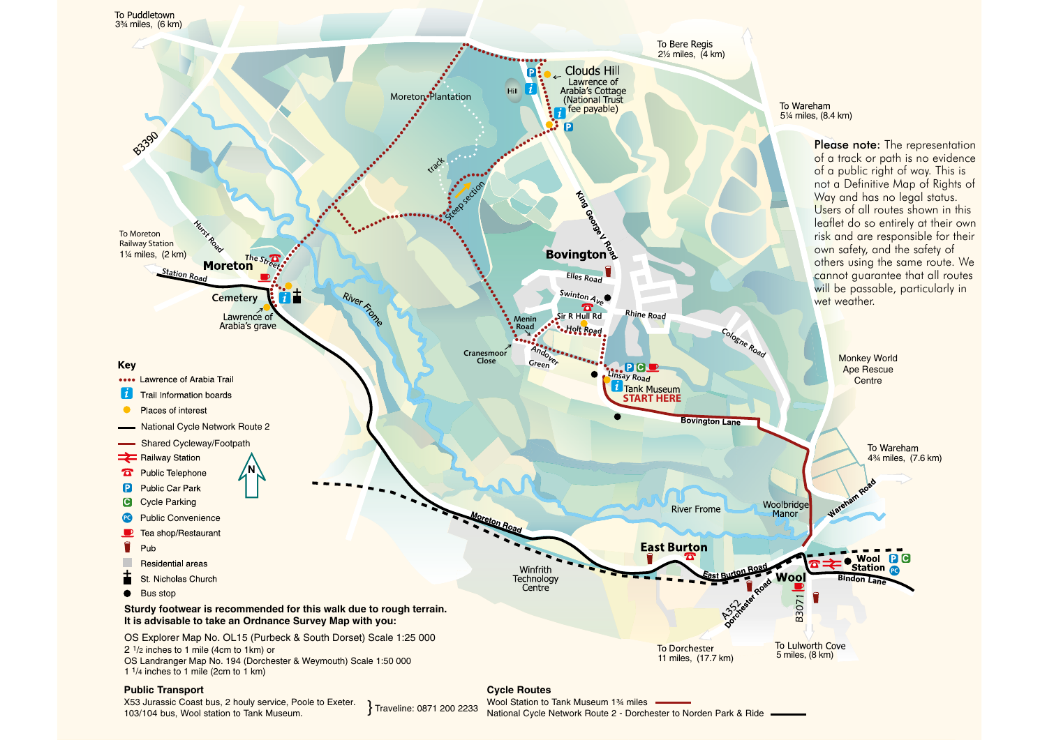To Puddletown
3¾ miles, (6 km)

To Bere Regis
2½ miles, (4 km)

To Wareham
5¼ miles, (8.4 km)

Clouds Hill
Lawrence of Arabia's Cottage (National Trust fee payable)

Hill

Moreton Plantation

track

Steep section

B3390

Hurst Road

To Moreton Railway Station
1¼ miles, (2 km)

The Street

Moreton

Station Road

Cemetery

Lawrence of Arabia's grave

River Frome

King George V Road

Bovington

Elles Road

Swinton Ave

Rhine Road

Sir R Hull Rd

Holt Road

Menin Road

Cologne Road

Cranesmoor Close

Andover Green

Linsay Road

Tank Museum
**START HERE**

Bovington Lane

**Please note:** The representation of a track or path is no evidence of a public right of way. This is not a Definitive Map of Rights of Way and has no legal status. Users of all routes shown in this leaflet do so entirely at their own risk and are responsible for their own safety, and the safety of others using the same route. We cannot guarantee that all routes will be passable, particularly in wet weather.

Monkey World Ape Rescue Centre

To Wareham
4¾ miles, (7.6 km)

Wareham Road

Woolbridge Manor

River Frome

East Burton

Moreton Road

Winfrith Technology Centre

East Burton Road

Wool

Wool Station

Bindon Lane

A352 Dorchester Road

B3071

To Dorchester
11 miles, (17.7 km)

To Lulworth Cove
5 miles, (8 km)

N

## Key

- Lawrence of Arabia Trail
- Trail Information boards
- Places of interest
- National Cycle Network Route 2
- Shared Cycleway/Footpath
- Railway Station
- Public Telephone
- Public Car Park
- Cycle Parking
- Public Convenience
- Tea shop/Restaurant
- Pub
- Residential areas
- St. Nicholas Church
- Bus stop

**Sturdy footwear is recommended for this walk due to rough terrain. It is advisable to take an Ordnance Survey Map with you:**

OS Explorer Map No. OL15 (Purbeck & South Dorset) Scale 1:25 000
2 1/2 inches to 1 mile (4cm to 1km) or
OS Landranger Map No. 194 (Dorchester & Weymouth) Scale 1:50 000
1 1/4 inches to 1 mile (2cm to 1 km)

**Public Transport**

X53 Jurassic Coast bus, 2 houly service, Poole to Exeter.
103/104 bus, Wool station to Tank Museum.
} Traveline: 0871 200 2233

**Cycle Routes**

Wool Station to Tank Museum 1¾ miles

National Cycle Network Route 2 - Dorchester to Norden Park & Ride